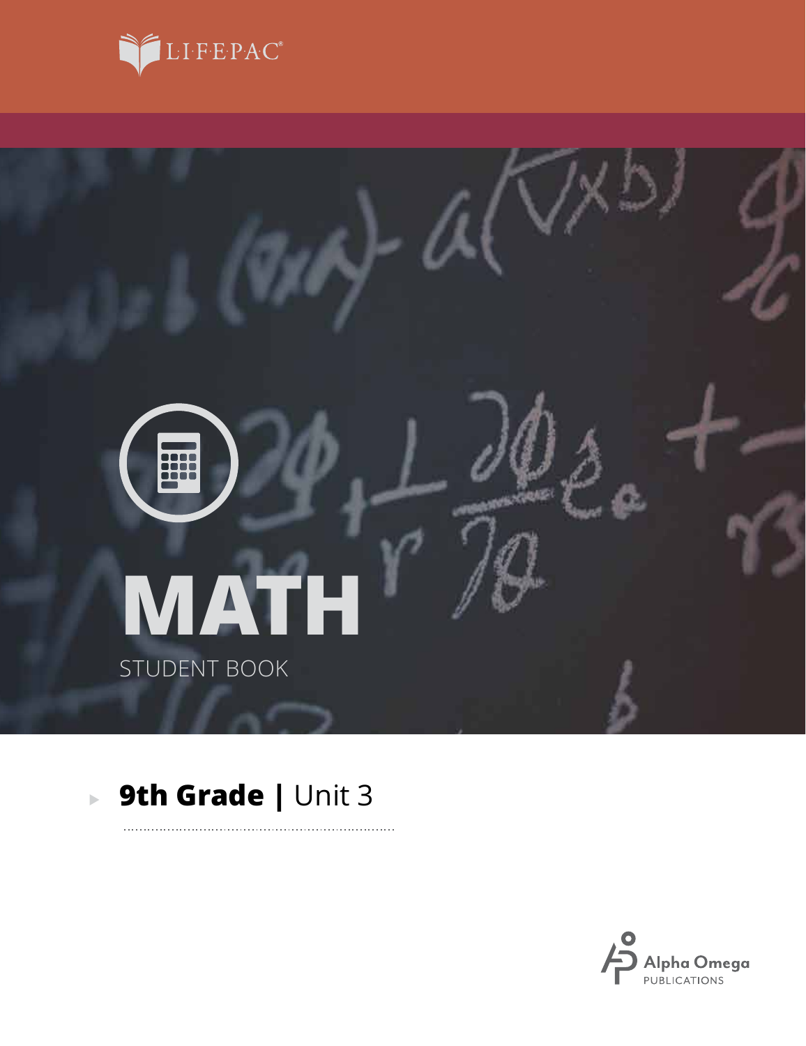LIFEPAC®

# MATH

STUDENT BOOK

## 9th Grade | Unit 3

Alpha Omega PUBLICATIONS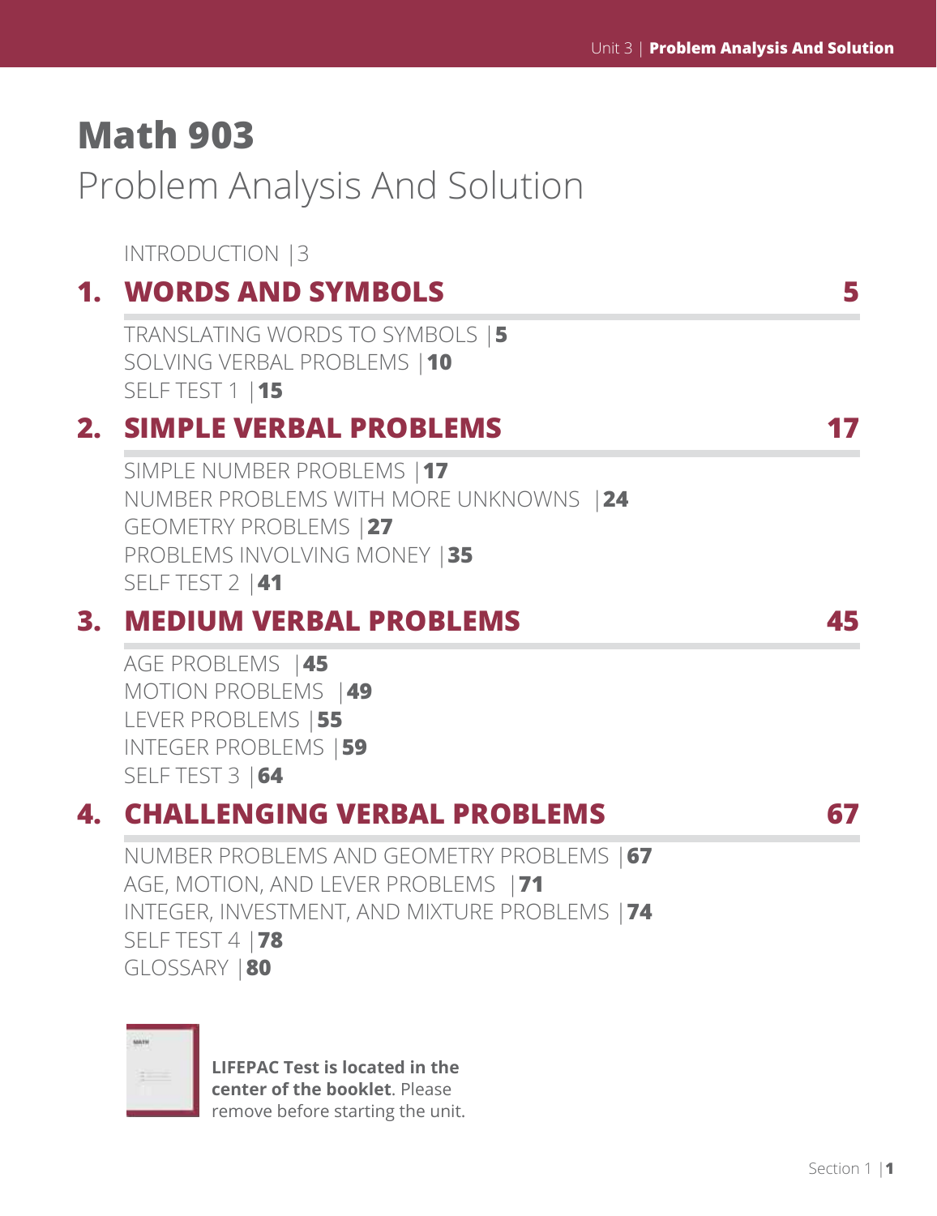# Math 903

## Problem Analysis And Solution

INTRODUCTION |3

## 1. WORDS AND SYMBOLS 5

TRANSLATING WORDS TO SYMBOLS |**5**
SOLVING VERBAL PROBLEMS |**10**
SELF TEST 1 |**15**

## 2. SIMPLE VERBAL PROBLEMS 17

SIMPLE NUMBER PROBLEMS |**17**
NUMBER PROBLEMS WITH MORE UNKNOWNS |**24**
GEOMETRY PROBLEMS |**27**
PROBLEMS INVOLVING MONEY |**35**
SELF TEST 2 |**41**

## 3. MEDIUM VERBAL PROBLEMS 45

AGE PROBLEMS |**45**
MOTION PROBLEMS |**49**
LEVER PROBLEMS |**55**
INTEGER PROBLEMS |**59**
SELF TEST 3 |**64**

## 4. CHALLENGING VERBAL PROBLEMS 67

NUMBER PROBLEMS AND GEOMETRY PROBLEMS |**67**
AGE, MOTION, AND LEVER PROBLEMS |**71**
INTEGER, INVESTMENT, AND MIXTURE PROBLEMS |**74**
SELF TEST 4 |**78**
GLOSSARY |**80**

**LIFEPAC Test is located in the center of the booklet**. Please remove before starting the unit.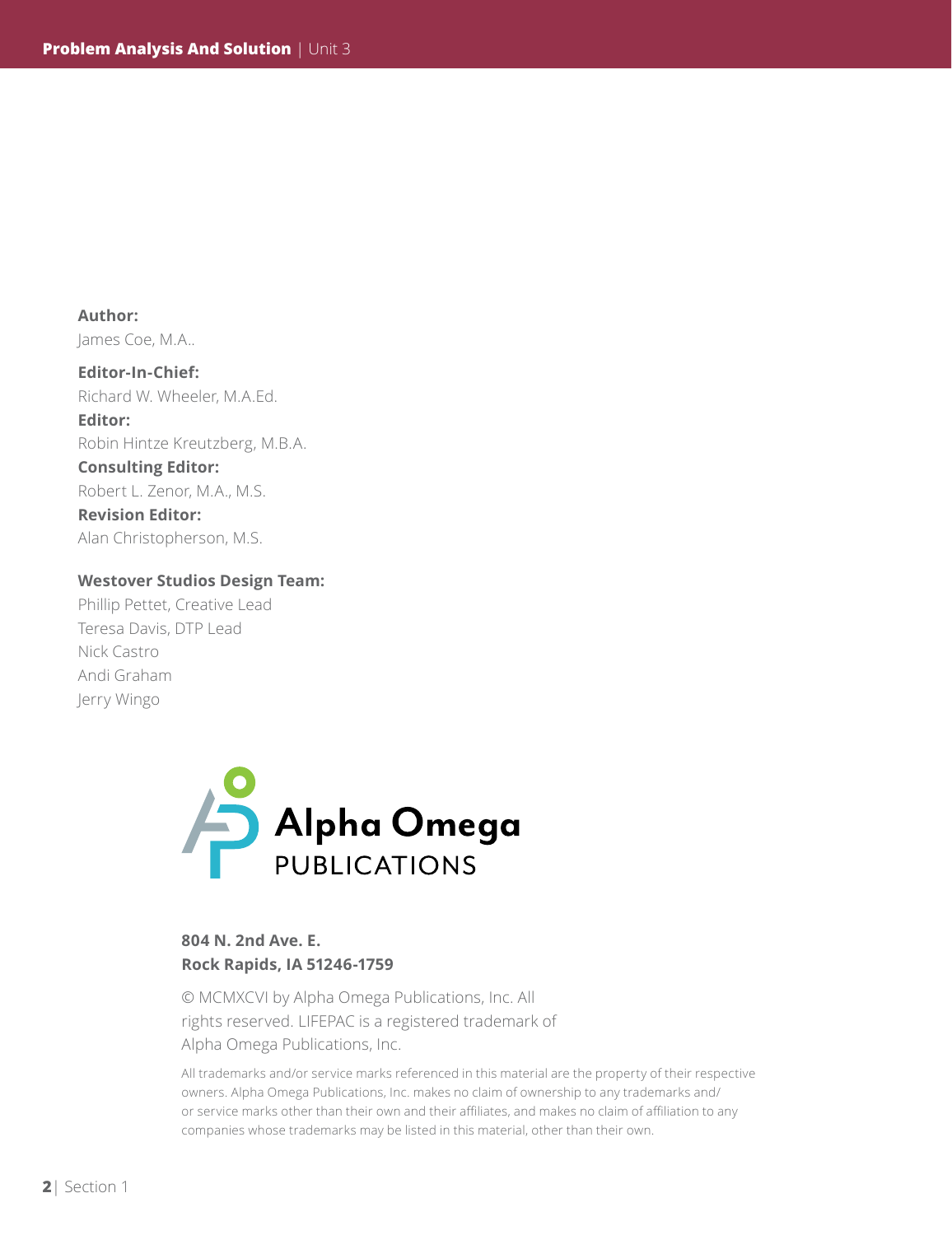**Author:**
James Coe, M.A..

**Editor-In-Chief:**
Richard W. Wheeler, M.A.Ed.

**Editor:**
Robin Hintze Kreutzberg, M.B.A.

**Consulting Editor:**
Robert L. Zenor, M.A., M.S.

**Revision Editor:**
Alan Christopherson, M.S.

**Westover Studios Design Team:**
Phillip Pettet, Creative Lead
Teresa Davis, DTP Lead
Nick Castro
Andi Graham
Jerry Wingo

Alpha Omega PUBLICATIONS

**804 N. 2nd Ave. E.**
**Rock Rapids, IA 51246-1759**

© MCMXCVI by Alpha Omega Publications, Inc. All rights reserved. LIFEPAC is a registered trademark of Alpha Omega Publications, Inc.

All trademarks and/or service marks referenced in this material are the property of their respective owners. Alpha Omega Publications, Inc. makes no claim of ownership to any trademarks and/ or service marks other than their own and their affiliates, and makes no claim of affiliation to any companies whose trademarks may be listed in this material, other than their own.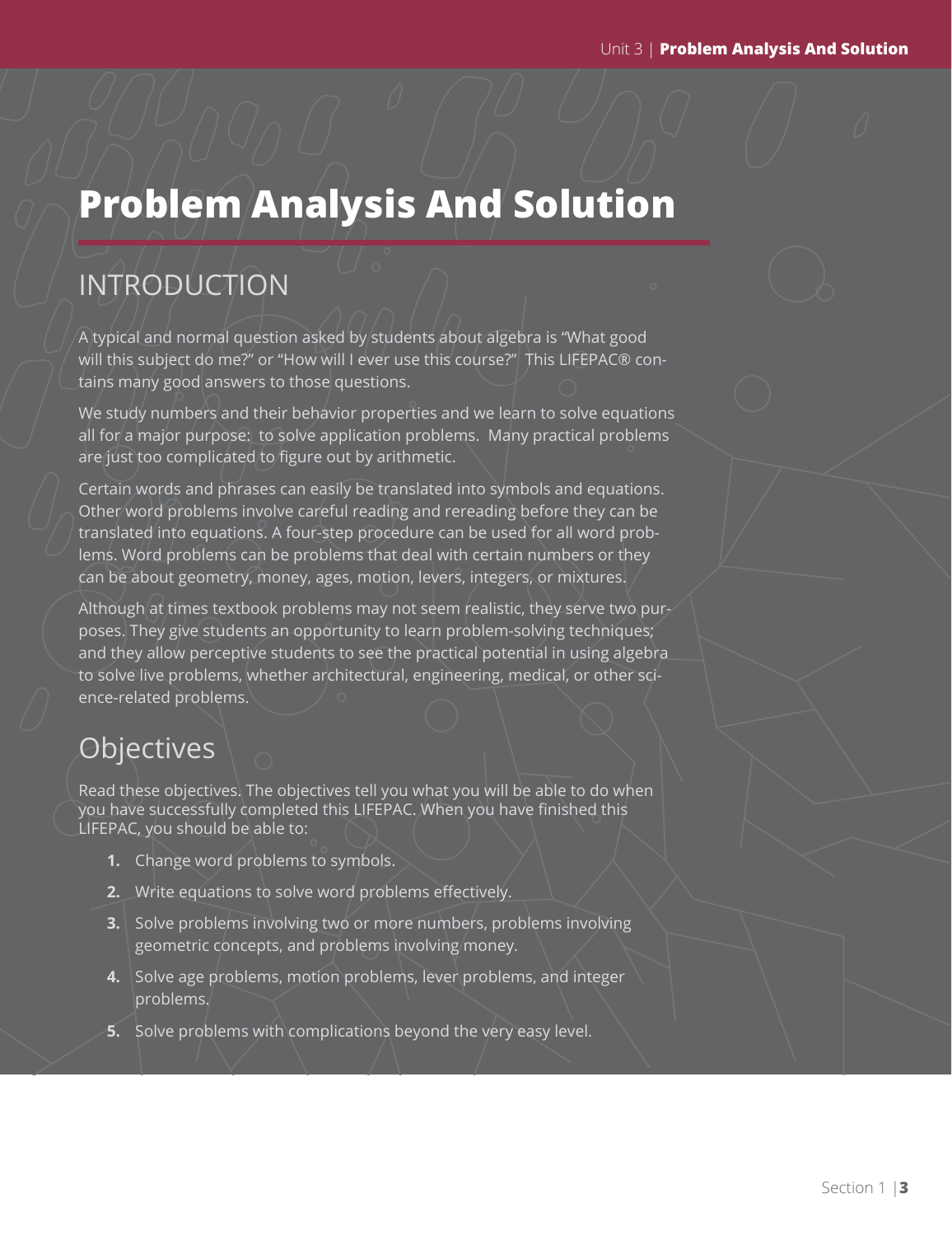# Problem Analysis And Solution

## INTRODUCTION

A typical and normal question asked by students about algebra is "What good will this subject do me?" or "How will I ever use this course?" This LIFEPAC® contains many good answers to those questions.

We study numbers and their behavior properties and we learn to solve equations all for a major purpose: to solve application problems. Many practical problems are just too complicated to figure out by arithmetic.

Certain words and phrases can easily be translated into symbols and equations. Other word problems involve careful reading and rereading before they can be translated into equations. A four-step procedure can be used for all word problems. Word problems can be problems that deal with certain numbers or they can be about geometry, money, ages, motion, levers, integers, or mixtures.

Although at times textbook problems may not seem realistic, they serve two purposes. They give students an opportunity to learn problem-solving techniques; and they allow perceptive students to see the practical potential in using algebra to solve live problems, whether architectural, engineering, medical, or other science-related problems.

## Objectives

Read these objectives. The objectives tell you what you will be able to do when you have successfully completed this LIFEPAC. When you have finished this LIFEPAC, you should be able to:

1. Change word problems to symbols.
2. Write equations to solve word problems effectively.
3. Solve problems involving two or more numbers, problems involving geometric concepts, and problems involving money.
4. Solve age problems, motion problems, lever problems, and integer problems.
5. Solve problems with complications beyond the very easy level.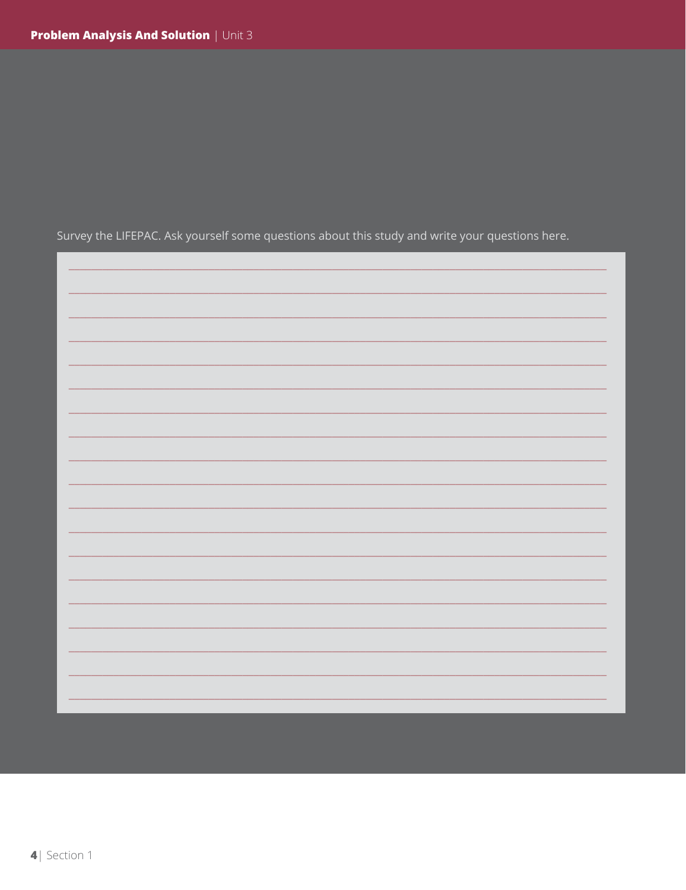Survey the LIFEPAC. Ask yourself some questions about this study and write your questions here.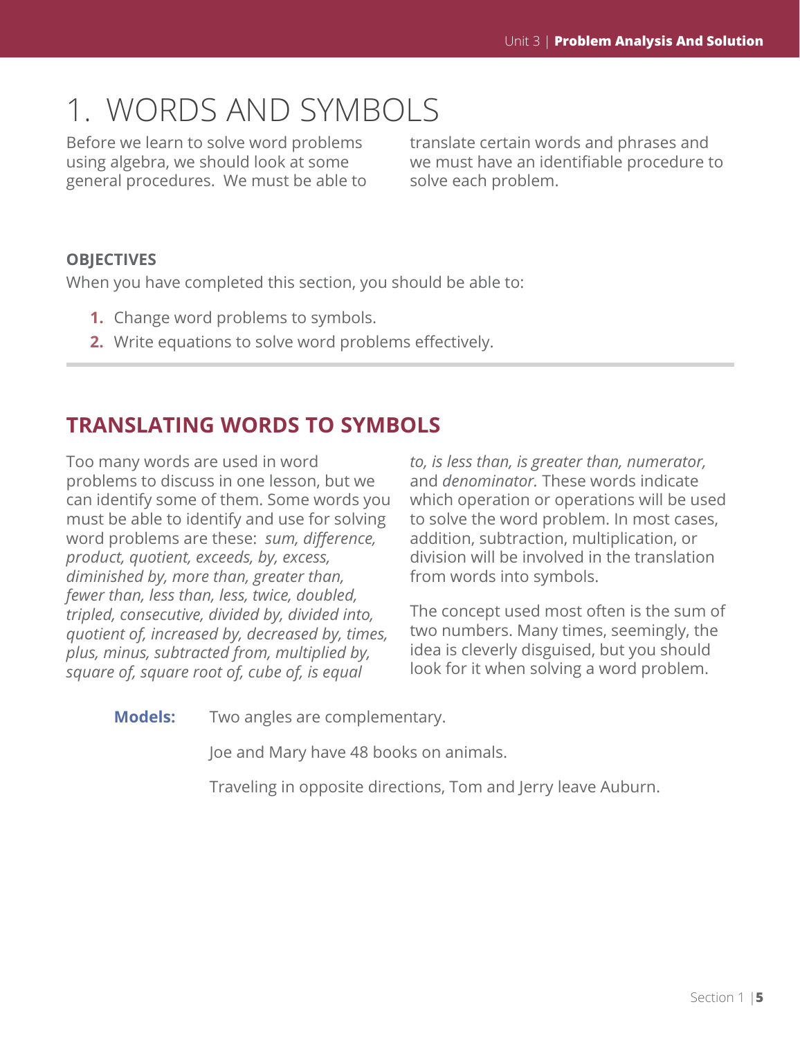# 1. WORDS AND SYMBOLS

Before we learn to solve word problems using algebra, we should look at some general procedures. We must be able to translate certain words and phrases and we must have an identifiable procedure to solve each problem.

**OBJECTIVES**

When you have completed this section, you should be able to:

1. Change word problems to symbols.
2. Write equations to solve word problems effectively.

## TRANSLATING WORDS TO SYMBOLS

Too many words are used in word problems to discuss in one lesson, but we can identify some of them. Some words you must be able to identify and use for solving word problems are these: *sum, difference, product, quotient, exceeds, by, excess, diminished by, more than, greater than, fewer than, less than, less, twice, doubled, tripled, consecutive, divided by, divided into, quotient of, increased by, decreased by, times, plus, minus, subtracted from, multiplied by, square of, square root of, cube of, is equal to, is less than, is greater than, numerator,* and *denominator.* These words indicate which operation or operations will be used to solve the word problem. In most cases, addition, subtraction, multiplication, or division will be involved in the translation from words into symbols.

The concept used most often is the sum of two numbers. Many times, seemingly, the idea is cleverly disguised, but you should look for it when solving a word problem.

**Models:** Two angles are complementary.

Joe and Mary have 48 books on animals.

Traveling in opposite directions, Tom and Jerry leave Auburn.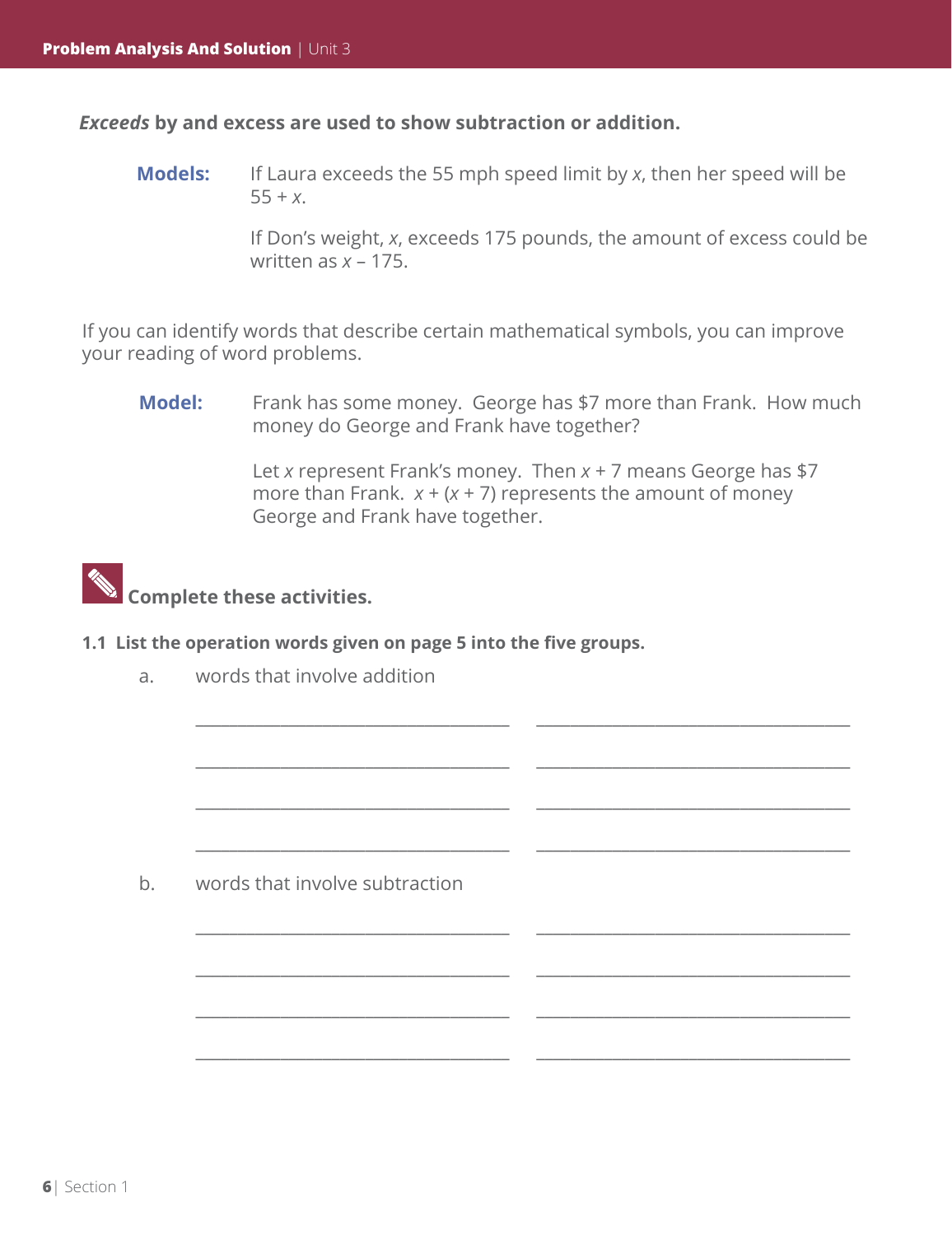***Exceeds*** **by and excess are used to show subtraction or addition.**

**Models:** If Laura exceeds the 55 mph speed limit by $x$, then her speed will be $55 + x$.

If Don's weight, $x$, exceeds 175 pounds, the amount of excess could be written as $x - 175$.

If you can identify words that describe certain mathematical symbols, you can improve your reading of word problems.

**Model:** Frank has some money. George has $7 more than Frank. How much money do George and Frank have together?

Let $x$ represent Frank's money. Then $x + 7$ means George has $7 more than Frank. $x + (x + 7)$ represents the amount of money George and Frank have together.

**Complete these activities.**

**1.1 List the operation words given on page 5 into the five groups.**

a. words that involve addition

______________________ ______________________

______________________ ______________________

______________________ ______________________

______________________ ______________________

b. words that involve subtraction

______________________ ______________________

______________________ ______________________

______________________ ______________________

______________________ ______________________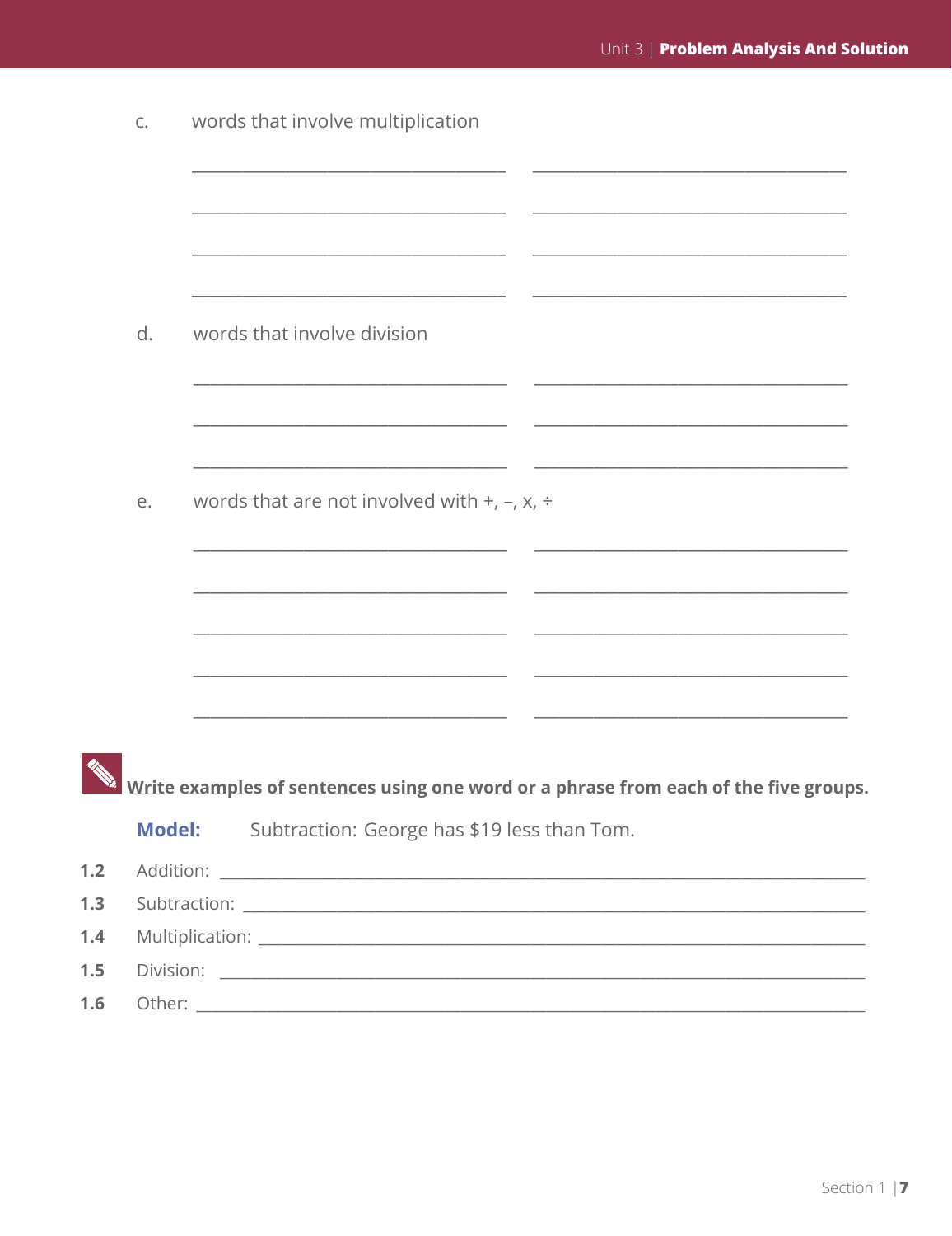c. words that involve multiplication

\_\_\_\_\_\_\_\_\_\_\_\_\_\_\_\_\_\_\_\_\_\_\_\_ \_\_\_\_\_\_\_\_\_\_\_\_\_\_\_\_\_\_\_\_\_\_\_\_

\_\_\_\_\_\_\_\_\_\_\_\_\_\_\_\_\_\_\_\_\_\_\_\_ \_\_\_\_\_\_\_\_\_\_\_\_\_\_\_\_\_\_\_\_\_\_\_\_

\_\_\_\_\_\_\_\_\_\_\_\_\_\_\_\_\_\_\_\_\_\_\_\_ \_\_\_\_\_\_\_\_\_\_\_\_\_\_\_\_\_\_\_\_\_\_\_\_

\_\_\_\_\_\_\_\_\_\_\_\_\_\_\_\_\_\_\_\_\_\_\_\_ \_\_\_\_\_\_\_\_\_\_\_\_\_\_\_\_\_\_\_\_\_\_\_\_

d. words that involve division

\_\_\_\_\_\_\_\_\_\_\_\_\_\_\_\_\_\_\_\_\_\_\_\_ \_\_\_\_\_\_\_\_\_\_\_\_\_\_\_\_\_\_\_\_\_\_\_\_

\_\_\_\_\_\_\_\_\_\_\_\_\_\_\_\_\_\_\_\_\_\_\_\_ \_\_\_\_\_\_\_\_\_\_\_\_\_\_\_\_\_\_\_\_\_\_\_\_

\_\_\_\_\_\_\_\_\_\_\_\_\_\_\_\_\_\_\_\_\_\_\_\_ \_\_\_\_\_\_\_\_\_\_\_\_\_\_\_\_\_\_\_\_\_\_\_\_

e. words that are not involved with +, –, x, ÷

\_\_\_\_\_\_\_\_\_\_\_\_\_\_\_\_\_\_\_\_\_\_\_\_ \_\_\_\_\_\_\_\_\_\_\_\_\_\_\_\_\_\_\_\_\_\_\_\_

\_\_\_\_\_\_\_\_\_\_\_\_\_\_\_\_\_\_\_\_\_\_\_\_ \_\_\_\_\_\_\_\_\_\_\_\_\_\_\_\_\_\_\_\_\_\_\_\_

\_\_\_\_\_\_\_\_\_\_\_\_\_\_\_\_\_\_\_\_\_\_\_\_ \_\_\_\_\_\_\_\_\_\_\_\_\_\_\_\_\_\_\_\_\_\_\_\_

\_\_\_\_\_\_\_\_\_\_\_\_\_\_\_\_\_\_\_\_\_\_\_\_ \_\_\_\_\_\_\_\_\_\_\_\_\_\_\_\_\_\_\_\_\_\_\_\_

\_\_\_\_\_\_\_\_\_\_\_\_\_\_\_\_\_\_\_\_\_\_\_\_ \_\_\_\_\_\_\_\_\_\_\_\_\_\_\_\_\_\_\_\_\_\_\_\_

**Write examples of sentences using one word or a phrase from each of the five groups.**

**Model:** Subtraction: George has $19 less than Tom.

**1.2** Addition: \_\_\_\_\_\_\_\_\_\_\_\_\_\_\_\_\_\_\_\_\_\_\_\_\_\_\_\_\_\_\_\_\_\_\_\_\_\_\_\_

**1.3** Subtraction: \_\_\_\_\_\_\_\_\_\_\_\_\_\_\_\_\_\_\_\_\_\_\_\_\_\_\_\_\_\_\_\_\_\_\_\_\_\_\_\_

**1.4** Multiplication: \_\_\_\_\_\_\_\_\_\_\_\_\_\_\_\_\_\_\_\_\_\_\_\_\_\_\_\_\_\_\_\_\_\_\_\_\_\_\_\_

**1.5** Division: \_\_\_\_\_\_\_\_\_\_\_\_\_\_\_\_\_\_\_\_\_\_\_\_\_\_\_\_\_\_\_\_\_\_\_\_\_\_\_\_

**1.6** Other: \_\_\_\_\_\_\_\_\_\_\_\_\_\_\_\_\_\_\_\_\_\_\_\_\_\_\_\_\_\_\_\_\_\_\_\_\_\_\_\_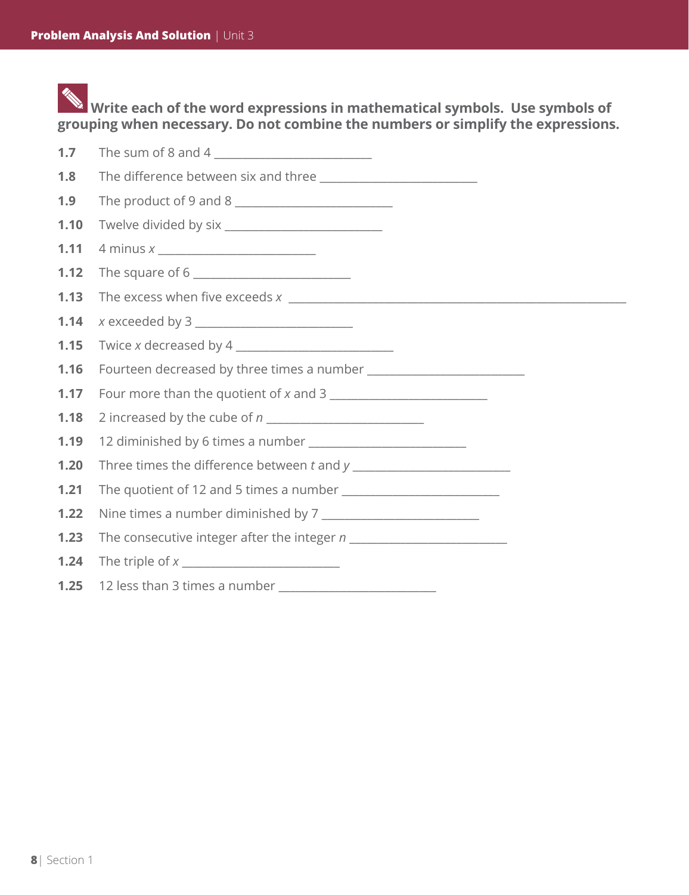**Write each of the word expressions in mathematical symbols. Use symbols of grouping when necessary. Do not combine the numbers or simplify the expressions.**

**1.7** The sum of 8 and 4 ___________________________

**1.8** The difference between six and three ___________________________

**1.9** The product of 9 and 8 ___________________________

**1.10** Twelve divided by six ___________________________

**1.11** 4 minus $x$ ___________________________

**1.12** The square of 6 ___________________________

**1.13** The excess when five exceeds $x$ ___________________________

**1.14** $x$ exceeded by 3 ___________________________

**1.15** Twice $x$ decreased by 4 ___________________________

**1.16** Fourteen decreased by three times a number ___________________________

**1.17** Four more than the quotient of $x$ and 3 ___________________________

**1.18** 2 increased by the cube of $n$ ___________________________

**1.19** 12 diminished by 6 times a number ___________________________

**1.20** Three times the difference between $t$ and $y$ ___________________________

**1.21** The quotient of 12 and 5 times a number ___________________________

**1.22** Nine times a number diminished by 7 ___________________________

**1.23** The consecutive integer after the integer $n$ ___________________________

**1.24** The triple of $x$ ___________________________

**1.25** 12 less than 3 times a number ___________________________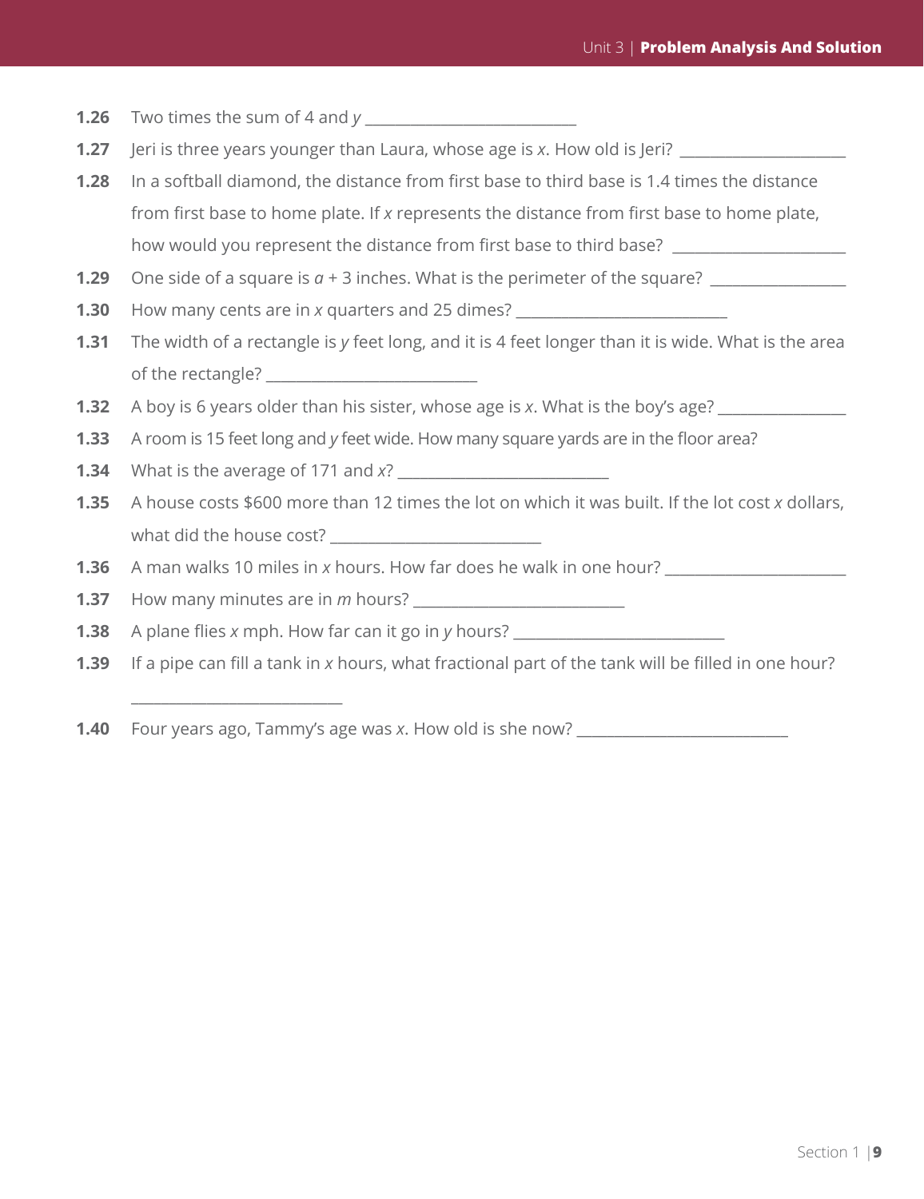**1.26** Two times the sum of 4 and $y$ ___________________________

**1.27** Jeri is three years younger than Laura, whose age is $x$. How old is Jeri? ____________________

**1.28** In a softball diamond, the distance from first base to third base is 1.4 times the distance from first base to home plate. If $x$ represents the distance from first base to home plate, how would you represent the distance from first base to third base? ____________________

**1.29** One side of a square is $a + 3$ inches. What is the perimeter of the square? ________________

**1.30** How many cents are in $x$ quarters and 25 dimes? ___________________________

**1.31** The width of a rectangle is $y$ feet long, and it is 4 feet longer than it is wide. What is the area of the rectangle? ___________________________

**1.32** A boy is 6 years older than his sister, whose age is $x$. What is the boy's age? ________________

**1.33** A room is 15 feet long and $y$ feet wide. How many square yards are in the floor area?

**1.34** What is the average of 171 and $x$? ___________________________

**1.35** A house costs $600 more than 12 times the lot on which it was built. If the lot cost $x$ dollars, what did the house cost? ___________________________

**1.36** A man walks 10 miles in $x$ hours. How far does he walk in one hour? ______________________

**1.37** How many minutes are in $m$ hours? ___________________________

**1.38** A plane flies $x$ mph. How far can it go in $y$ hours? ___________________________

**1.39** If a pipe can fill a tank in $x$ hours, what fractional part of the tank will be filled in one hour?

___________________________

**1.40** Four years ago, Tammy's age was $x$. How old is she now? ___________________________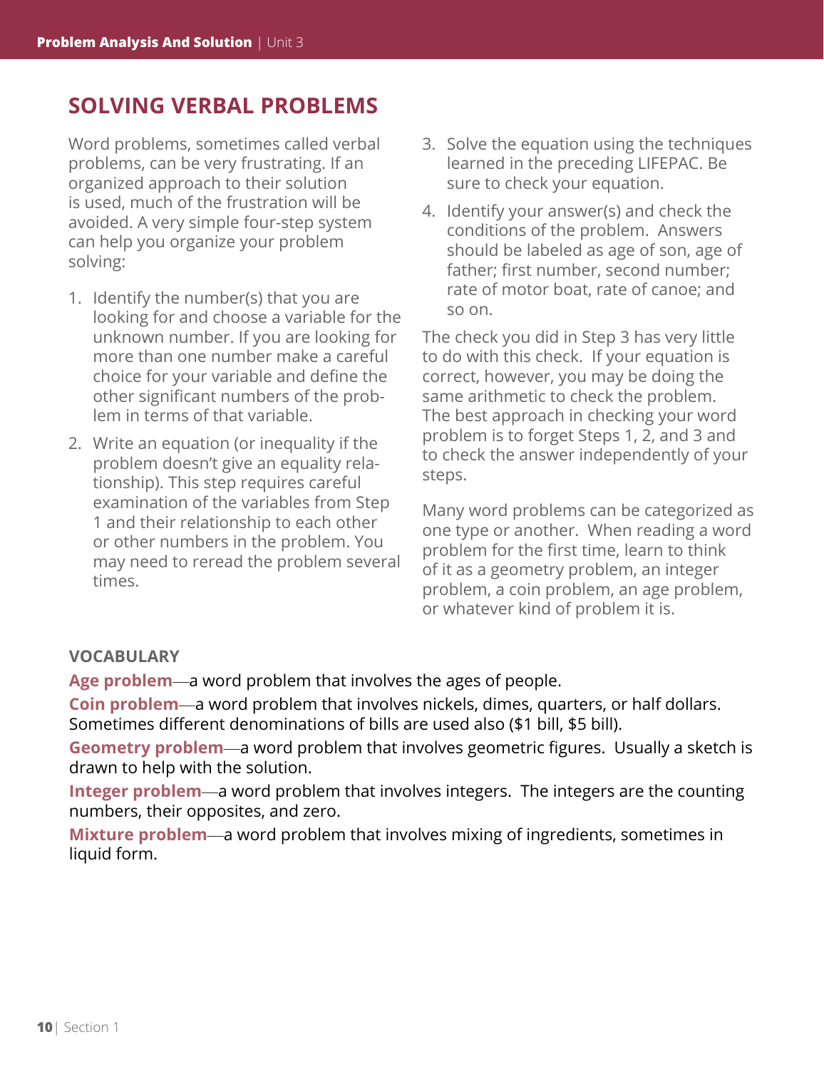## SOLVING VERBAL PROBLEMS

Word problems, sometimes called verbal problems, can be very frustrating. If an organized approach to their solution is used, much of the frustration will be avoided. A very simple four-step system can help you organize your problem solving:

1. Identify the number(s) that you are looking for and choose a variable for the unknown number. If you are looking for more than one number make a careful choice for your variable and define the other significant numbers of the problem in terms of that variable.
2. Write an equation (or inequality if the problem doesn't give an equality relationship). This step requires careful examination of the variables from Step 1 and their relationship to each other or other numbers in the problem. You may need to reread the problem several times.
3. Solve the equation using the techniques learned in the preceding LIFEPAC. Be sure to check your equation.
4. Identify your answer(s) and check the conditions of the problem. Answers should be labeled as age of son, age of father; first number, second number; rate of motor boat, rate of canoe; and so on.

The check you did in Step 3 has very little to do with this check. If your equation is correct, however, you may be doing the same arithmetic to check the problem. The best approach in checking your word problem is to forget Steps 1, 2, and 3 and to check the answer independently of your steps.

Many word problems can be categorized as one type or another. When reading a word problem for the first time, learn to think of it as a geometry problem, an integer problem, a coin problem, an age problem, or whatever kind of problem it is.

### VOCABULARY

**Age problem**—a word problem that involves the ages of people.

**Coin problem**—a word problem that involves nickels, dimes, quarters, or half dollars. Sometimes different denominations of bills are used also ($1 bill, $5 bill).

**Geometry problem**—a word problem that involves geometric figures. Usually a sketch is drawn to help with the solution.

**Integer problem**—a word problem that involves integers. The integers are the counting numbers, their opposites, and zero.

**Mixture problem**—a word problem that involves mixing of ingredients, sometimes in liquid form.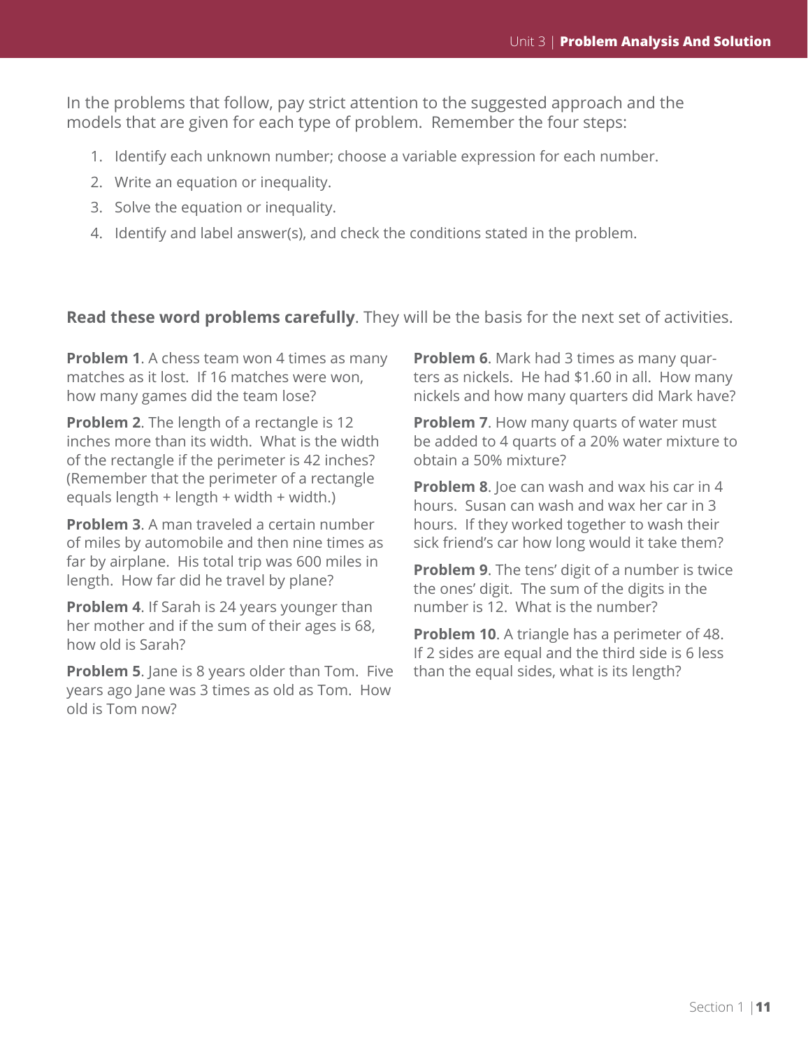In the problems that follow, pay strict attention to the suggested approach and the models that are given for each type of problem. Remember the four steps:

1. Identify each unknown number; choose a variable expression for each number.
2. Write an equation or inequality.
3. Solve the equation or inequality.
4. Identify and label answer(s), and check the conditions stated in the problem.

**Read these word problems carefully**. They will be the basis for the next set of activities.

**Problem 1**. A chess team won 4 times as many matches as it lost. If 16 matches were won, how many games did the team lose?

**Problem 2**. The length of a rectangle is 12 inches more than its width. What is the width of the rectangle if the perimeter is 42 inches? (Remember that the perimeter of a rectangle equals length + length + width + width.)

**Problem 3**. A man traveled a certain number of miles by automobile and then nine times as far by airplane. His total trip was 600 miles in length. How far did he travel by plane?

**Problem 4**. If Sarah is 24 years younger than her mother and if the sum of their ages is 68, how old is Sarah?

**Problem 5**. Jane is 8 years older than Tom. Five years ago Jane was 3 times as old as Tom. How old is Tom now?

**Problem 6**. Mark had 3 times as many quarters as nickels. He had $1.60 in all. How many nickels and how many quarters did Mark have?

**Problem 7**. How many quarts of water must be added to 4 quarts of a 20% water mixture to obtain a 50% mixture?

**Problem 8**. Joe can wash and wax his car in 4 hours. Susan can wash and wax her car in 3 hours. If they worked together to wash their sick friend's car how long would it take them?

**Problem 9**. The tens' digit of a number is twice the ones' digit. The sum of the digits in the number is 12. What is the number?

**Problem 10**. A triangle has a perimeter of 48. If 2 sides are equal and the third side is 6 less than the equal sides, what is its length?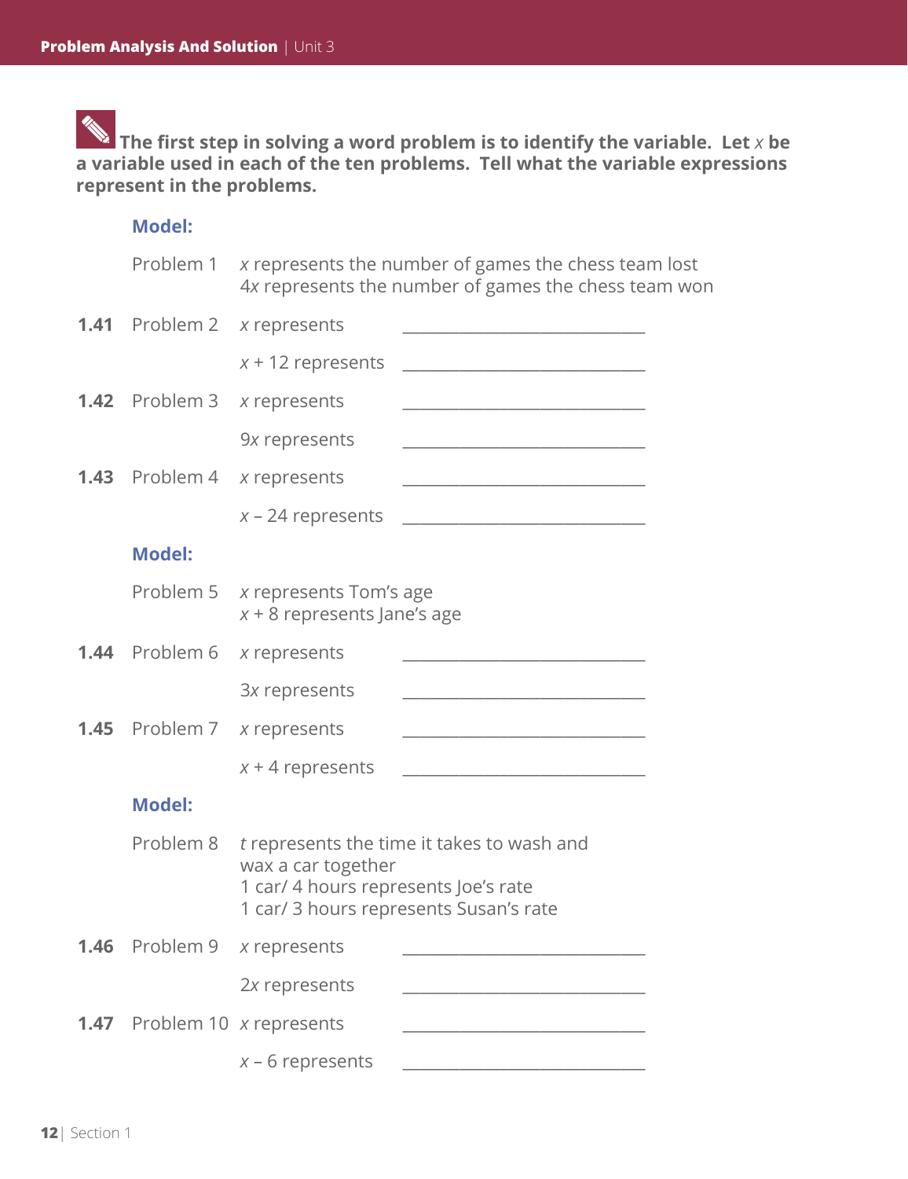**The first step in solving a word problem is to identify the variable. Let $x$ be a variable used in each of the ten problems. Tell what the variable expressions represent in the problems.**

**Model:**

Problem 1 $x$ represents the number of games the chess team lost
$4x$ represents the number of games the chess team won

**1.41** Problem 2 $x$ represents ______________________________

$x + 12$ represents ______________________________

**1.42** Problem 3 $x$ represents ______________________________

$9x$ represents ______________________________

**1.43** Problem 4 $x$ represents ______________________________

$x - 24$ represents ______________________________

**Model:**

Problem 5 $x$ represents Tom's age
$x + 8$ represents Jane's age

**1.44** Problem 6 $x$ represents ______________________________

$3x$ represents ______________________________

**1.45** Problem 7 $x$ represents ______________________________

$x + 4$ represents ______________________________

**Model:**

Problem 8 $t$ represents the time it takes to wash and wax a car together
1 car/ 4 hours represents Joe's rate
1 car/ 3 hours represents Susan's rate

**1.46** Problem 9 $x$ represents ______________________________

$2x$ represents ______________________________

**1.47** Problem 10 $x$ represents ______________________________

$x - 6$ represents ______________________________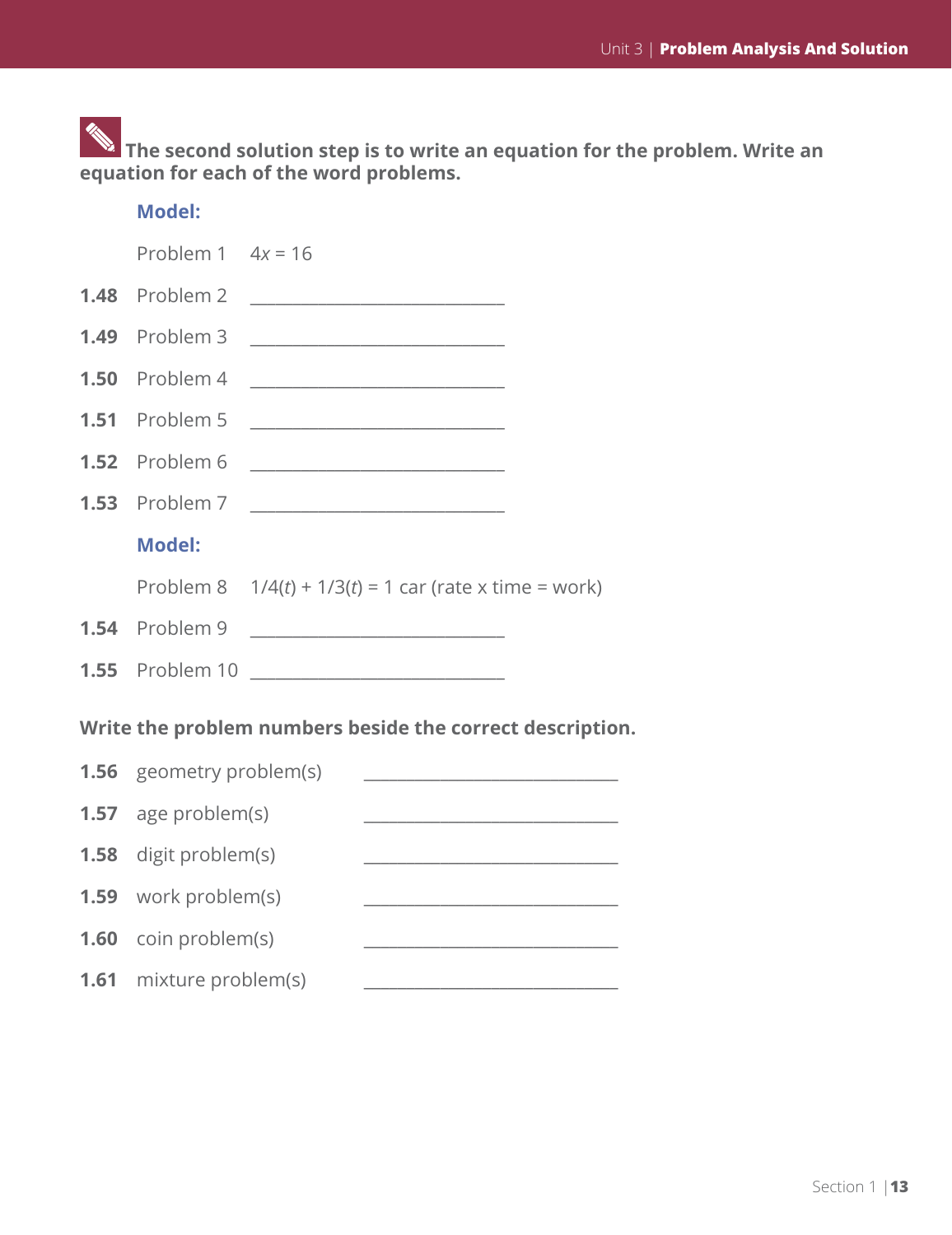**The second solution step is to write an equation for the problem. Write an equation for each of the word problems.**

**Model:**

Problem 1 $4x = 16$

**1.48** Problem 2 ____________________________

**1.49** Problem 3 ____________________________

**1.50** Problem 4 ____________________________

**1.51** Problem 5 ____________________________

**1.52** Problem 6 ____________________________

**1.53** Problem 7 ____________________________

**Model:**

Problem 8 $1/4(t) + 1/3(t) = 1$ car (rate x time = work)

**1.54** Problem 9 ____________________________

**1.55** Problem 10 ____________________________

**Write the problem numbers beside the correct description.**

**1.56** geometry problem(s) ____________________________

**1.57** age problem(s) ____________________________

**1.58** digit problem(s) ____________________________

**1.59** work problem(s) ____________________________

**1.60** coin problem(s) ____________________________

**1.61** mixture problem(s) ____________________________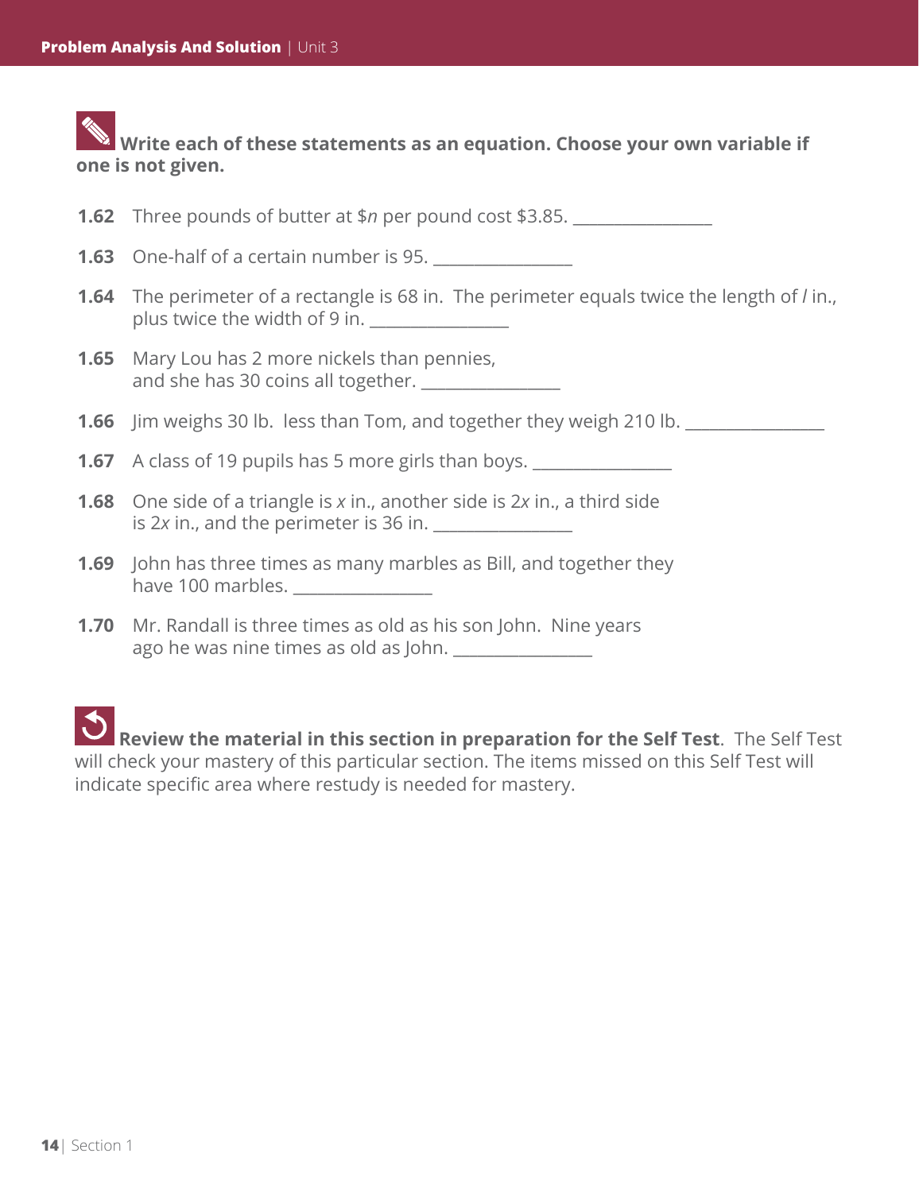**Write each of these statements as an equation. Choose your own variable if one is not given.**

**1.62** Three pounds of butter at \$$n$ per pound cost \$3.85. ________________

**1.63** One-half of a certain number is 95. ________________

**1.64** The perimeter of a rectangle is 68 in. The perimeter equals twice the length of $l$ in., plus twice the width of 9 in. ________________

**1.65** Mary Lou has 2 more nickels than pennies, and she has 30 coins all together. ________________

**1.66** Jim weighs 30 lb. less than Tom, and together they weigh 210 lb. ________________

**1.67** A class of 19 pupils has 5 more girls than boys. ________________

**1.68** One side of a triangle is $x$ in., another side is $2x$ in., a third side is $2x$ in., and the perimeter is 36 in. ________________

**1.69** John has three times as many marbles as Bill, and together they have 100 marbles. ________________

**1.70** Mr. Randall is three times as old as his son John. Nine years ago he was nine times as old as John. ________________

**Review the material in this section in preparation for the Self Test**. The Self Test will check your mastery of this particular section. The items missed on this Self Test will indicate specific area where restudy is needed for mastery.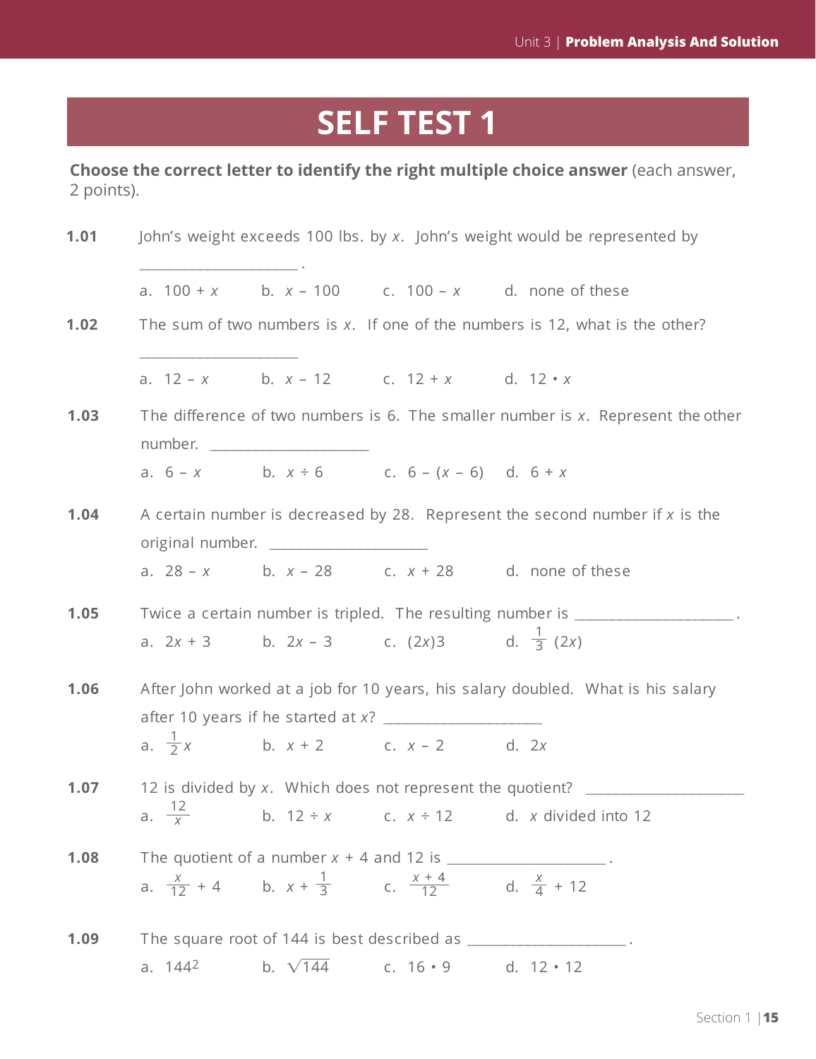# SELF TEST 1

**Choose the correct letter to identify the right multiple choice answer** (each answer, 2 points).

**1.01** John's weight exceeds 100 lbs. by $x$. John's weight would be represented by \_\_\_\_\_\_\_\_\_\_\_\_\_\_\_\_\_\_\_\_ .

a. $100 + x$  b. $x - 100$  c. $100 - x$  d. none of these

**1.02** The sum of two numbers is $x$. If one of the numbers is 12, what is the other? \_\_\_\_\_\_\_\_\_\_\_\_\_\_\_\_\_\_\_\_

a. $12 - x$  b. $x - 12$  c. $12 + x$  d. $12 \cdot x$

**1.03** The difference of two numbers is 6. The smaller number is $x$. Represent the other number. \_\_\_\_\_\_\_\_\_\_\_\_\_\_\_\_\_\_\_\_

a. $6 - x$  b. $x \div 6$  c. $6 - (x - 6)$  d. $6 + x$

**1.04** A certain number is decreased by 28. Represent the second number if $x$ is the original number. \_\_\_\_\_\_\_\_\_\_\_\_\_\_\_\_\_\_\_\_

a. $28 - x$  b. $x - 28$  c. $x + 28$  d. none of these

**1.05** Twice a certain number is tripled. The resulting number is \_\_\_\_\_\_\_\_\_\_\_\_\_\_\_\_\_\_\_\_ .

a. $2x + 3$  b. $2x - 3$  c. $(2x)3$  d. $\frac{1}{3}(2x)$

**1.06** After John worked at a job for 10 years, his salary doubled. What is his salary after 10 years if he started at $x$? \_\_\_\_\_\_\_\_\_\_\_\_\_\_\_\_\_\_\_\_

a. $\frac{1}{2}x$  b. $x + 2$  c. $x - 2$  d. $2x$

**1.07** 12 is divided by $x$. Which does not represent the quotient? \_\_\_\_\_\_\_\_\_\_\_\_\_\_\_\_\_\_\_\_

a. $\frac{12}{x}$  b. $12 \div x$  c. $x \div 12$  d. $x$ divided into 12

**1.08** The quotient of a number $x + 4$ and 12 is \_\_\_\_\_\_\_\_\_\_\_\_\_\_\_\_\_\_\_\_ .

a. $\frac{x}{12} + 4$  b. $x + \frac{1}{3}$  c. $\frac{x + 4}{12}$  d. $\frac{x}{4} + 12$

**1.09** The square root of 144 is best described as \_\_\_\_\_\_\_\_\_\_\_\_\_\_\_\_\_\_\_\_ .

a. $144^2$  b. $\sqrt{144}$  c. $16 \cdot 9$  d. $12 \cdot 12$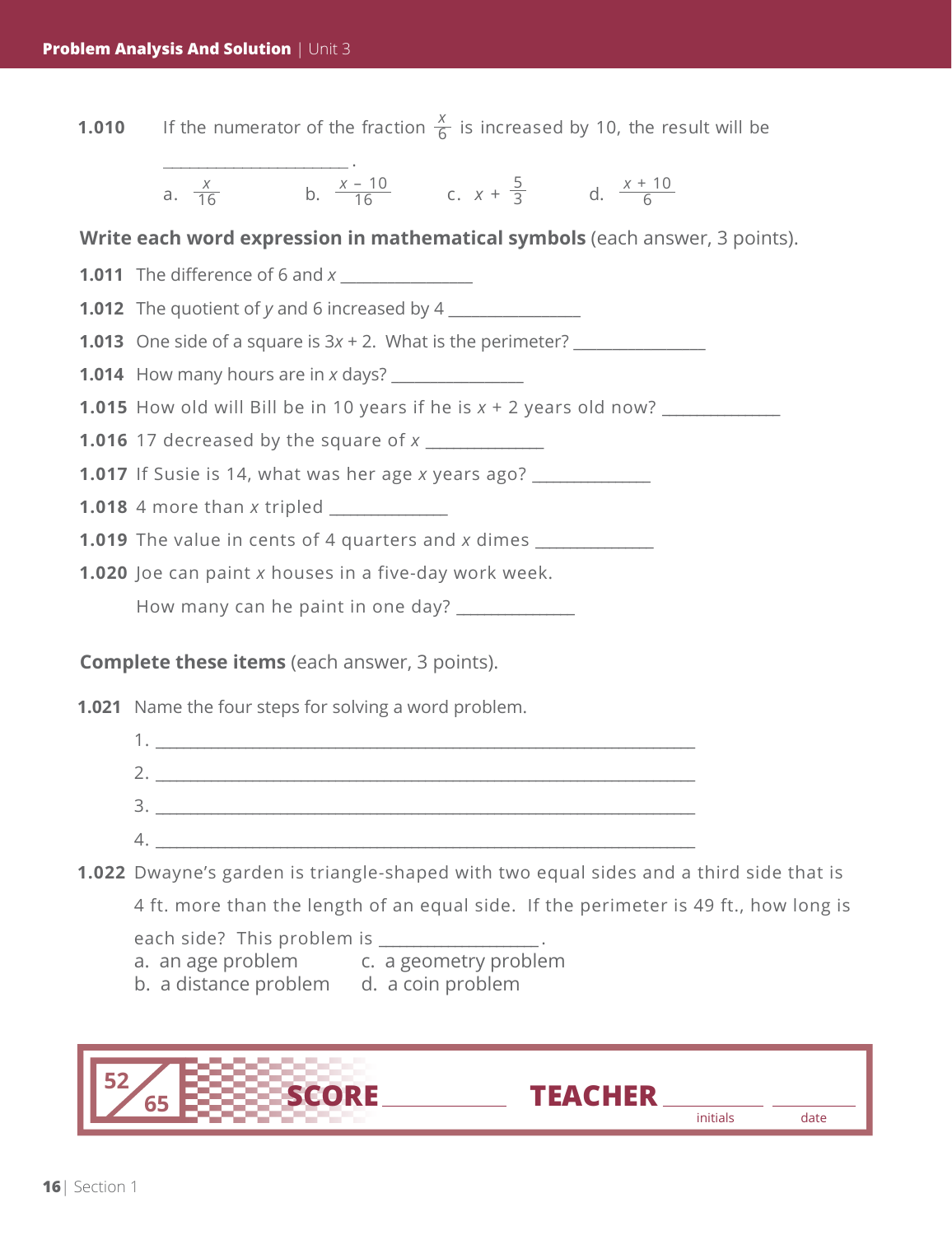**1.010** If the numerator of the fraction $\frac{x}{6}$ is increased by 10, the result will be ______________________ .

a. $\frac{x}{16}$ b. $\frac{x-10}{16}$ c. $x + \frac{5}{3}$ d. $\frac{x+10}{6}$

**Write each word expression in mathematical symbols** (each answer, 3 points).

**1.011** The difference of 6 and $x$ ______________

**1.012** The quotient of $y$ and 6 increased by 4 ______________

**1.013** One side of a square is $3x + 2$. What is the perimeter? ______________

**1.014** How many hours are in $x$ days? ______________

**1.015** How old will Bill be in 10 years if he is $x + 2$ years old now? ______________

**1.016** 17 decreased by the square of $x$ ______________

**1.017** If Susie is 14, what was her age $x$ years ago? ______________

**1.018** 4 more than $x$ tripled ______________

**1.019** The value in cents of 4 quarters and $x$ dimes ______________

**1.020** Joe can paint $x$ houses in a five-day work week.

How many can he paint in one day? ______________

**Complete these items** (each answer, 3 points).

**1.021** Name the four steps for solving a word problem.

1. ______________________________________________
2. ______________________________________________
3. ______________________________________________
4. ______________________________________________

**1.022** Dwayne's garden is triangle-shaped with two equal sides and a third side that is 4 ft. more than the length of an equal side. If the perimeter is 49 ft., how long is each side? This problem is ______________ .

a. an age problem
b. a distance problem
c. a geometry problem
d. a coin problem

52/65 **SCORE** ______________ **TEACHER** ______________ ______________
initials date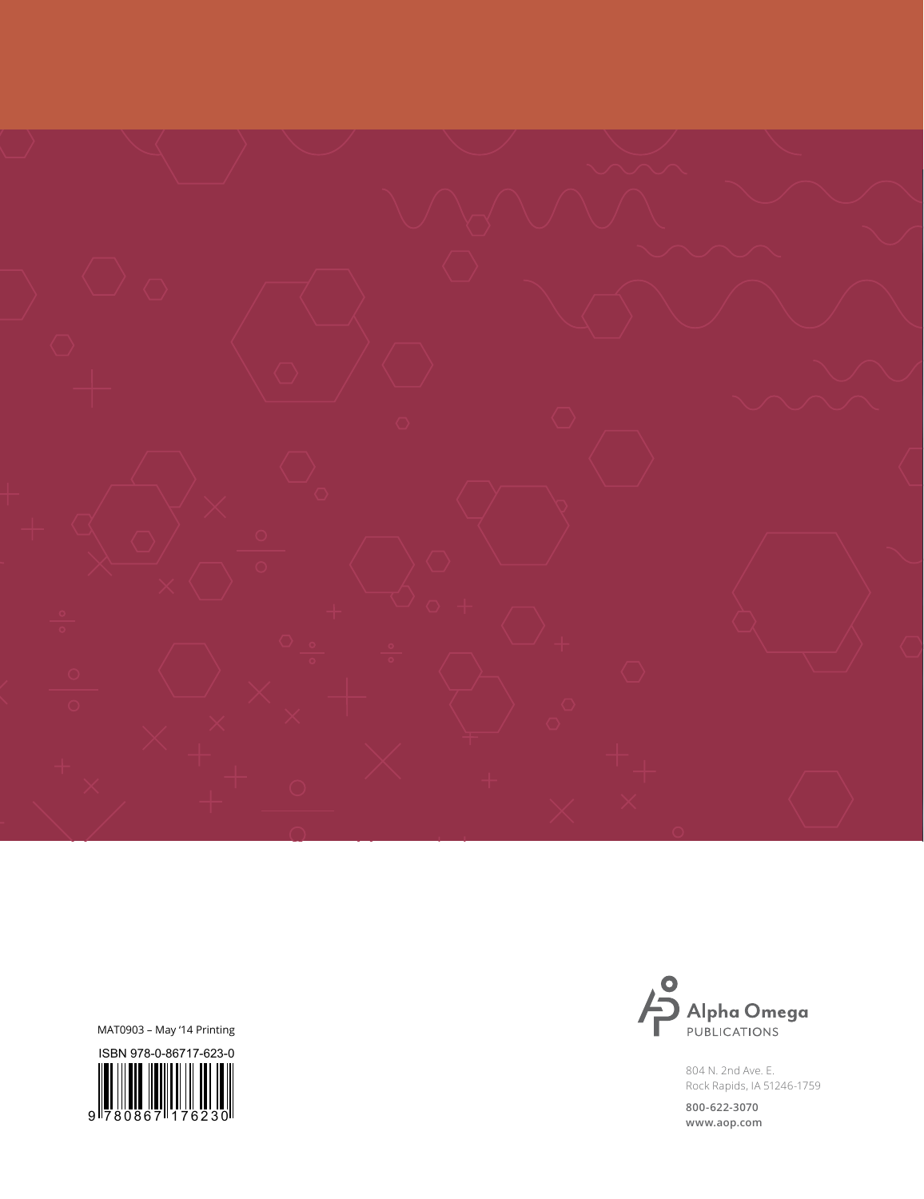MAT0903 – May '14 Printing

ISBN 978-0-86717-623-0

9 780867 176230

Alpha Omega
PUBLICATIONS

804 N. 2nd Ave. E.
Rock Rapids, IA 51246-1759

**800-622-3070**
**www.aop.com**